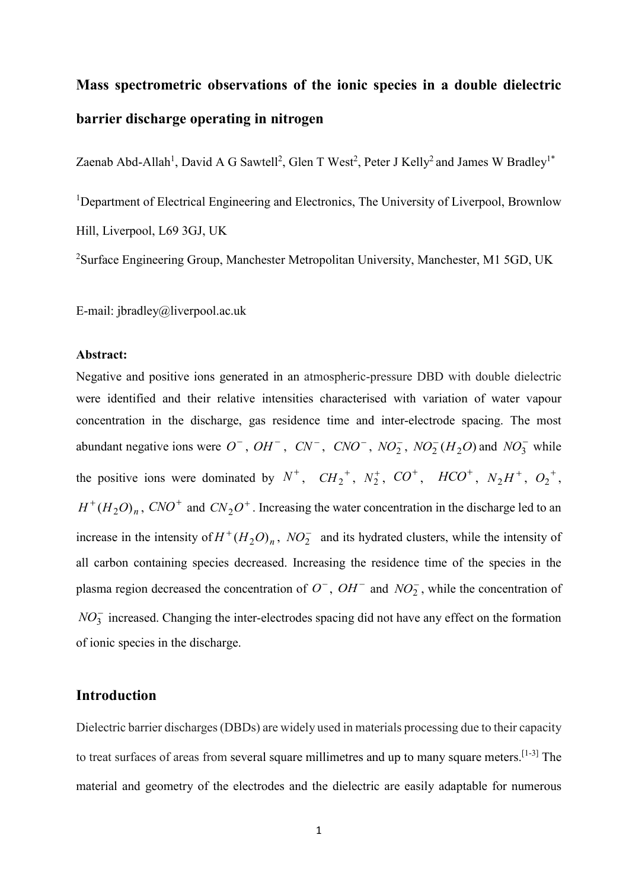# Mass spectrometric observations of the ionic species in a double dielectric barrier discharge operating in nitrogen

Zaenab Abd-Allah[1], David A G Sawtell[2], Glen T West[2], Peter J Kelly[2] and James W Bradley[1*]

[1]Department of Electrical Engineering and Electronics, The University of Liverpool, Brownlow Hill, Liverpool, L69 3GJ, UK

[2]Surface Engineering Group, Manchester Metropolitan University, Manchester, M1 5GD, UK

E-mail: jbradley@liverpool.ac.uk

**Abstract:**

Negative and positive ions generated in an atmospheric-pressure DBD with double dielectric were identified and their relative intensities characterised with variation of water vapour concentration in the discharge, gas residence time and inter-electrode spacing. The most abundant negative ions were $O^-$, $OH^-$, $CN^-$, $CNO^-$, $NO_2^-$, $NO_2^-(H_2O)$ and $NO_3^-$ while the positive ions were dominated by $N^+$, $CH_2{}^+$, $N_2^+$, $CO^+$, $HCO^+$, $N_2H^+$, $O_2{}^+$, $H^+(H_2O)_n$, $CNO^+$ and $CN_2O^+$. Increasing the water concentration in the discharge led to an increase in the intensity of $H^+(H_2O)_n$, $NO_2^-$ and its hydrated clusters, while the intensity of all carbon containing species decreased. Increasing the residence time of the species in the plasma region decreased the concentration of $O^-$, $OH^-$ and $NO_2^-$, while the concentration of $NO_3^-$ increased. Changing the inter-electrodes spacing did not have any effect on the formation of ionic species in the discharge.

## Introduction

Dielectric barrier discharges (DBDs) are widely used in materials processing due to their capacity to treat surfaces of areas from several square millimetres and up to many square meters.[1-3] The material and geometry of the electrodes and the dielectric are easily adaptable for numerous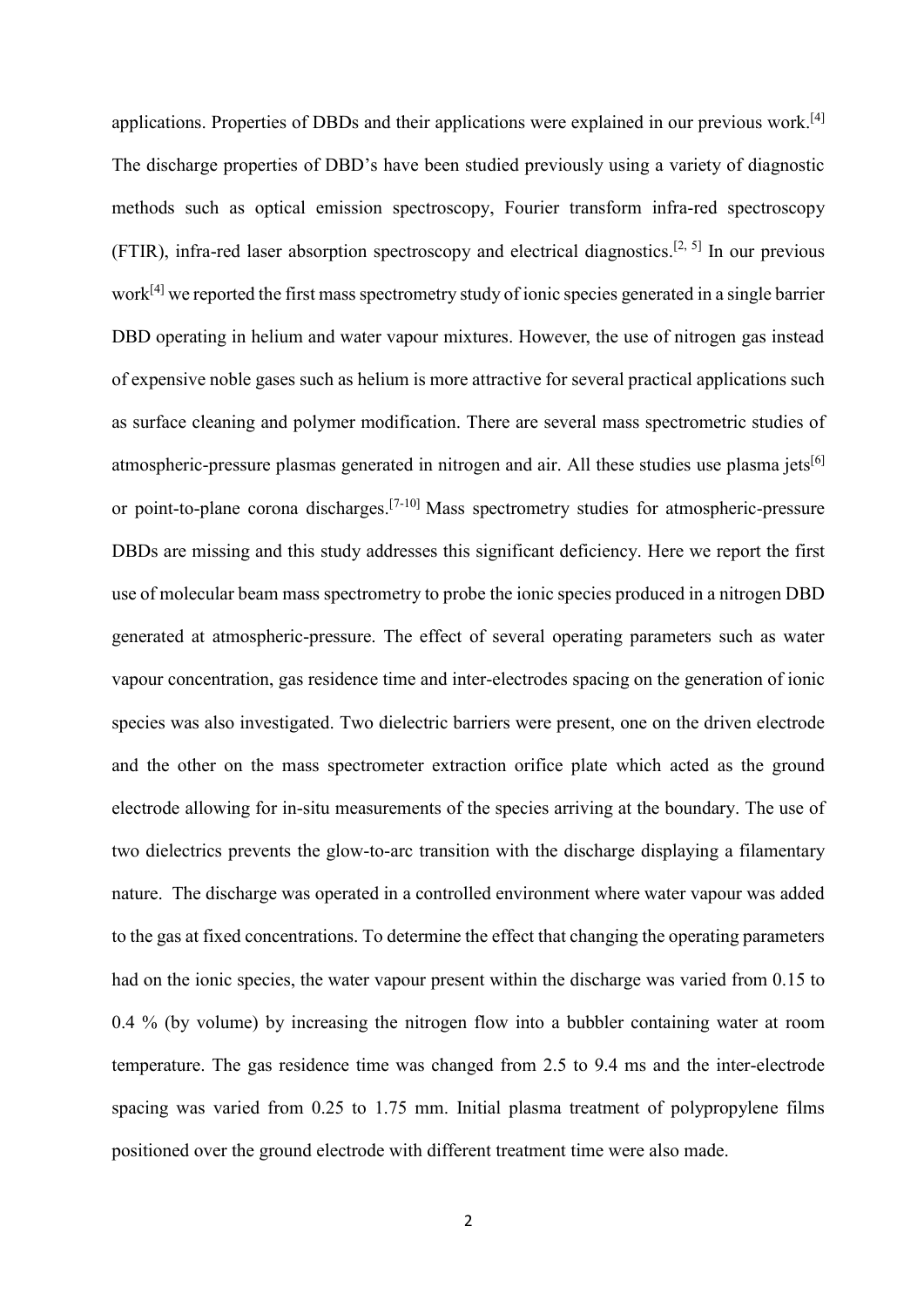applications. Properties of DBDs and their applications were explained in our previous work.[4] The discharge properties of DBD's have been studied previously using a variety of diagnostic methods such as optical emission spectroscopy, Fourier transform infra-red spectroscopy (FTIR), infra-red laser absorption spectroscopy and electrical diagnostics.[2, 5] In our previous work[4] we reported the first mass spectrometry study of ionic species generated in a single barrier DBD operating in helium and water vapour mixtures. However, the use of nitrogen gas instead of expensive noble gases such as helium is more attractive for several practical applications such as surface cleaning and polymer modification. There are several mass spectrometric studies of atmospheric-pressure plasmas generated in nitrogen and air. All these studies use plasma jets[6] or point-to-plane corona discharges.[7-10] Mass spectrometry studies for atmospheric-pressure DBDs are missing and this study addresses this significant deficiency. Here we report the first use of molecular beam mass spectrometry to probe the ionic species produced in a nitrogen DBD generated at atmospheric-pressure. The effect of several operating parameters such as water vapour concentration, gas residence time and inter-electrodes spacing on the generation of ionic species was also investigated. Two dielectric barriers were present, one on the driven electrode and the other on the mass spectrometer extraction orifice plate which acted as the ground electrode allowing for in-situ measurements of the species arriving at the boundary. The use of two dielectrics prevents the glow-to-arc transition with the discharge displaying a filamentary nature. The discharge was operated in a controlled environment where water vapour was added to the gas at fixed concentrations. To determine the effect that changing the operating parameters had on the ionic species, the water vapour present within the discharge was varied from 0.15 to 0.4 % (by volume) by increasing the nitrogen flow into a bubbler containing water at room temperature. The gas residence time was changed from 2.5 to 9.4 ms and the inter-electrode spacing was varied from 0.25 to 1.75 mm. Initial plasma treatment of polypropylene films positioned over the ground electrode with different treatment time were also made.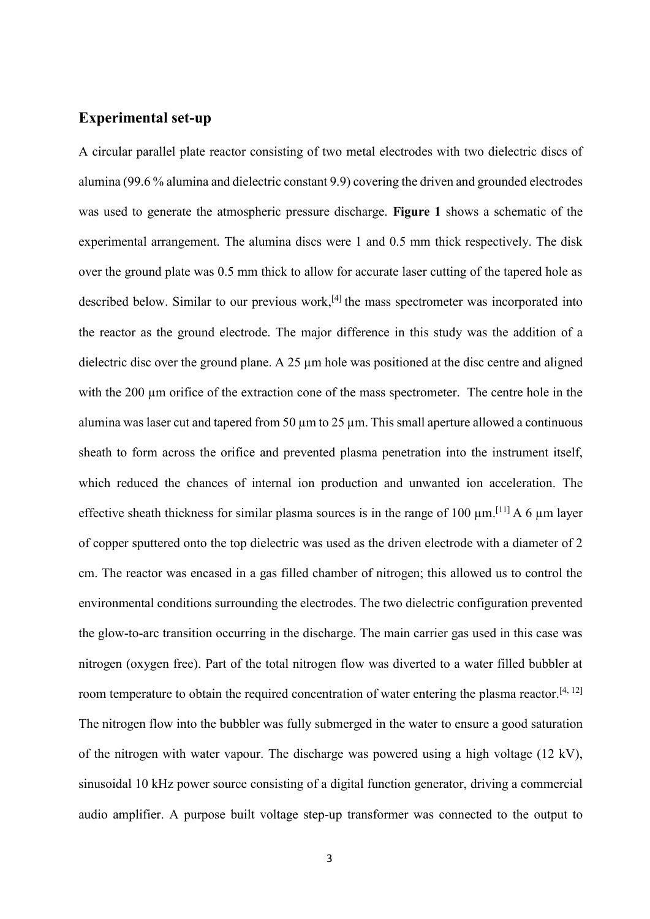## Experimental set-up

A circular parallel plate reactor consisting of two metal electrodes with two dielectric discs of alumina (99.6 % alumina and dielectric constant 9.9) covering the driven and grounded electrodes was used to generate the atmospheric pressure discharge. **Figure 1** shows a schematic of the experimental arrangement. The alumina discs were 1 and 0.5 mm thick respectively. The disk over the ground plate was 0.5 mm thick to allow for accurate laser cutting of the tapered hole as described below. Similar to our previous work,[4] the mass spectrometer was incorporated into the reactor as the ground electrode. The major difference in this study was the addition of a dielectric disc over the ground plane. A 25 µm hole was positioned at the disc centre and aligned with the 200 µm orifice of the extraction cone of the mass spectrometer. The centre hole in the alumina was laser cut and tapered from 50 µm to 25 µm. This small aperture allowed a continuous sheath to form across the orifice and prevented plasma penetration into the instrument itself, which reduced the chances of internal ion production and unwanted ion acceleration. The effective sheath thickness for similar plasma sources is in the range of 100 µm.[11] A 6 µm layer of copper sputtered onto the top dielectric was used as the driven electrode with a diameter of 2 cm. The reactor was encased in a gas filled chamber of nitrogen; this allowed us to control the environmental conditions surrounding the electrodes. The two dielectric configuration prevented the glow-to-arc transition occurring in the discharge. The main carrier gas used in this case was nitrogen (oxygen free). Part of the total nitrogen flow was diverted to a water filled bubbler at room temperature to obtain the required concentration of water entering the plasma reactor.[4, 12] The nitrogen flow into the bubbler was fully submerged in the water to ensure a good saturation of the nitrogen with water vapour. The discharge was powered using a high voltage (12 kV), sinusoidal 10 kHz power source consisting of a digital function generator, driving a commercial audio amplifier. A purpose built voltage step-up transformer was connected to the output to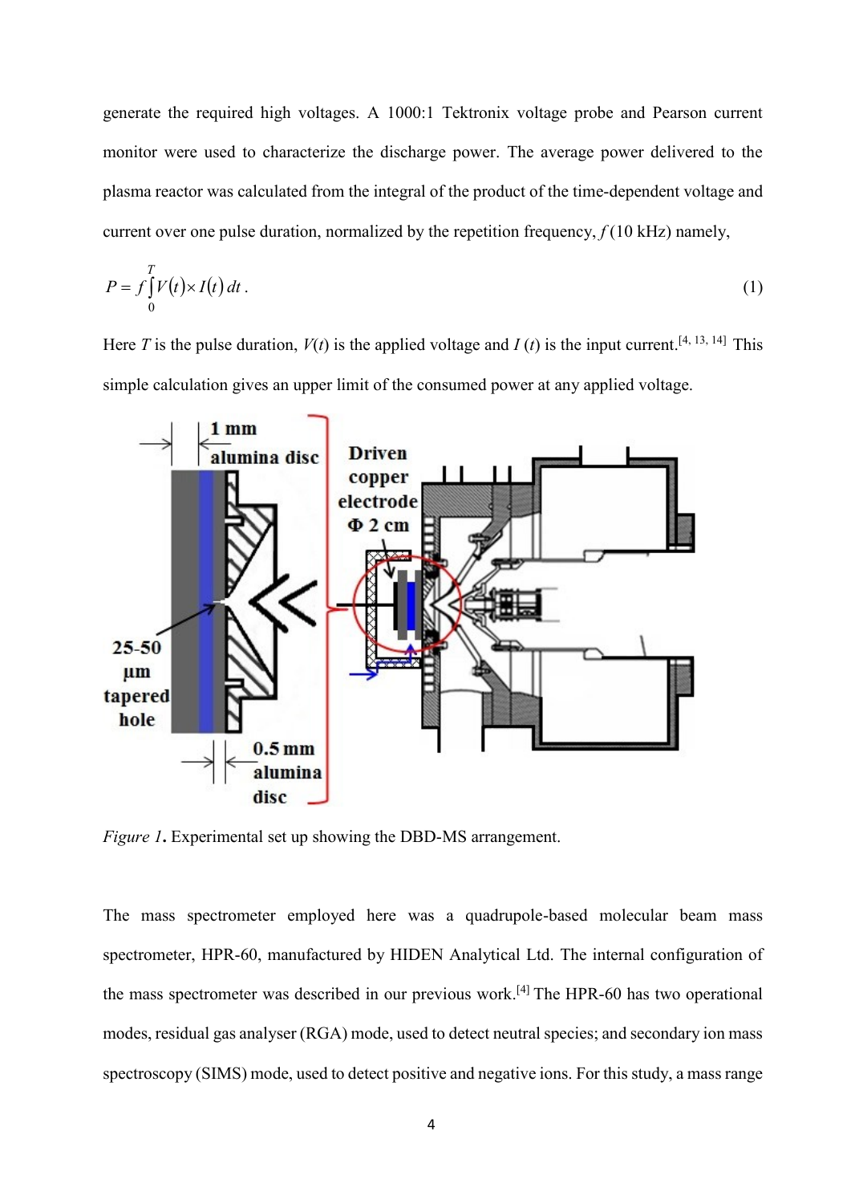generate the required high voltages. A 1000:1 Tektronix voltage probe and Pearson current monitor were used to characterize the discharge power. The average power delivered to the plasma reactor was calculated from the integral of the product of the time-dependent voltage and current over one pulse duration, normalized by the repetition frequency, $f$ (10 kHz) namely,

$$P = f\int_{0}^{T} V(t)\times I(t)\,dt\,. \tag{1}$$

Here $T$ is the pulse duration, $V(t)$ is the applied voltage and $I(t)$ is the input current.[4, 13, 14] This simple calculation gives an upper limit of the consumed power at any applied voltage.

*Figure 1***.** Experimental set up showing the DBD-MS arrangement.

The mass spectrometer employed here was a quadrupole-based molecular beam mass spectrometer, HPR-60, manufactured by HIDEN Analytical Ltd. The internal configuration of the mass spectrometer was described in our previous work.[4] The HPR-60 has two operational modes, residual gas analyser (RGA) mode, used to detect neutral species; and secondary ion mass spectroscopy (SIMS) mode, used to detect positive and negative ions. For this study, a mass range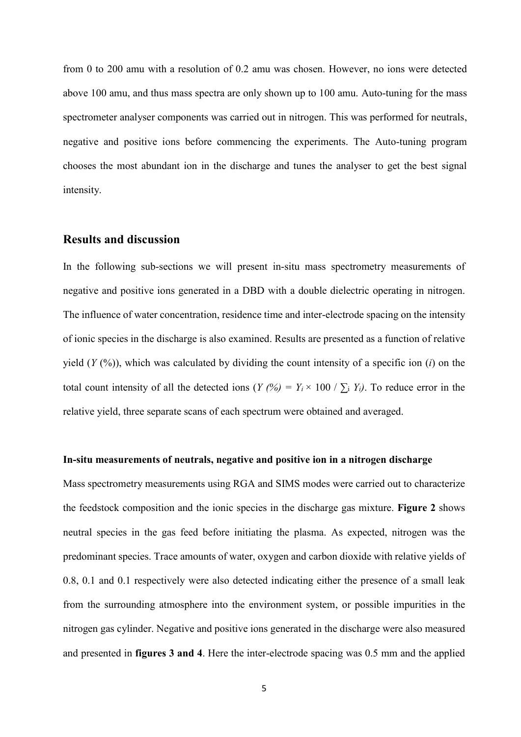from 0 to 200 amu with a resolution of 0.2 amu was chosen. However, no ions were detected above 100 amu, and thus mass spectra are only shown up to 100 amu. Auto-tuning for the mass spectrometer analyser components was carried out in nitrogen. This was performed for neutrals, negative and positive ions before commencing the experiments. The Auto-tuning program chooses the most abundant ion in the discharge and tunes the analyser to get the best signal intensity.

## Results and discussion

In the following sub-sections we will present in-situ mass spectrometry measurements of negative and positive ions generated in a DBD with a double dielectric operating in nitrogen. The influence of water concentration, residence time and inter-electrode spacing on the intensity of ionic species in the discharge is also examined. Results are presented as a function of relative yield ($Y$ (%)), which was calculated by dividing the count intensity of a specific ion ($i$) on the total count intensity of all the detected ions ($Y (\%) = Y_i \times 100 / \sum_i Y_i$). To reduce error in the relative yield, three separate scans of each spectrum were obtained and averaged.

### In-situ measurements of neutrals, negative and positive ion in a nitrogen discharge

Mass spectrometry measurements using RGA and SIMS modes were carried out to characterize the feedstock composition and the ionic species in the discharge gas mixture. **Figure 2** shows neutral species in the gas feed before initiating the plasma. As expected, nitrogen was the predominant species. Trace amounts of water, oxygen and carbon dioxide with relative yields of 0.8, 0.1 and 0.1 respectively were also detected indicating either the presence of a small leak from the surrounding atmosphere into the environment system, or possible impurities in the nitrogen gas cylinder. Negative and positive ions generated in the discharge were also measured and presented in **figures 3 and 4**. Here the inter-electrode spacing was 0.5 mm and the applied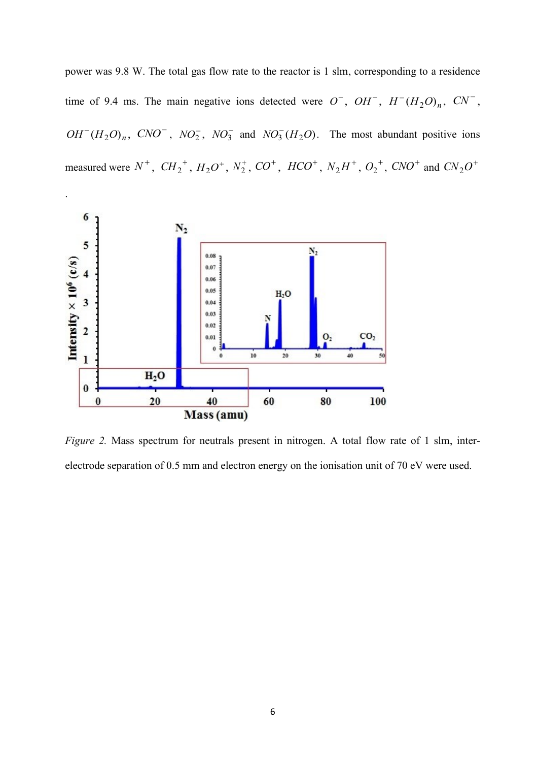power was 9.8 W. The total gas flow rate to the reactor is 1 slm, corresponding to a residence time of 9.4 ms. The main negative ions detected were $O^-$, $OH^-$, $H^-(H_2O)_n$, $CN^-$, $OH^-(H_2O)_n$, $CNO^-$, $NO_2^-$, $NO_3^-$ and $NO_3^-(H_2O)$. The most abundant positive ions measured were $N^+$, $CH_2{}^+$, $H_2O^+$, $N_2^+$, $CO^+$, $HCO^+$, $N_2H^+$, $O_2{}^+$, $CNO^+$ and $CN_2O^+$.

*Figure 2.* Mass spectrum for neutrals present in nitrogen. A total flow rate of 1 slm, inter-electrode separation of 0.5 mm and electron energy on the ionisation unit of 70 eV were used.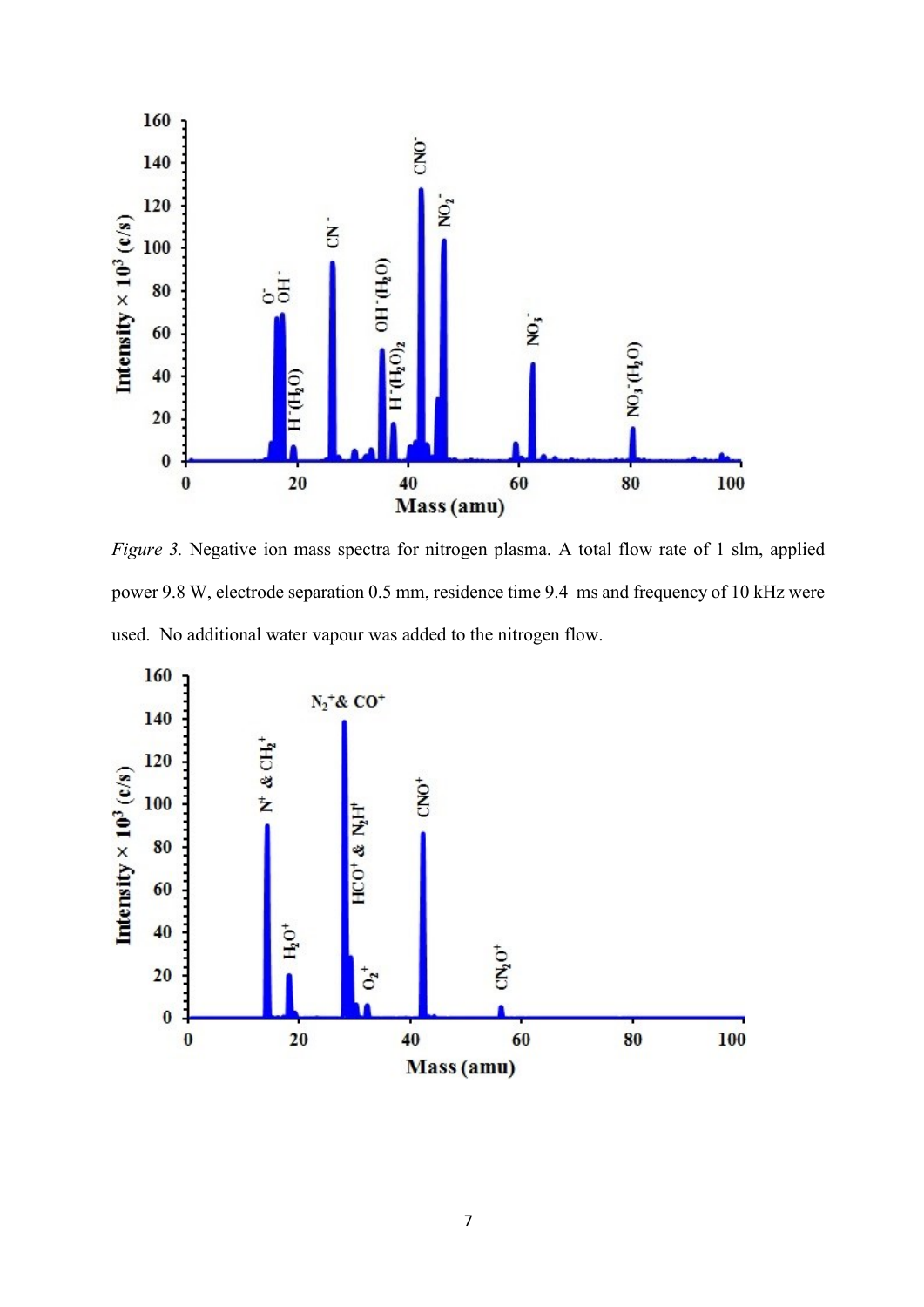*Figure 3.* Negative ion mass spectra for nitrogen plasma. A total flow rate of 1 slm, applied power 9.8 W, electrode separation 0.5 mm, residence time 9.4 ms and frequency of 10 kHz were used. No additional water vapour was added to the nitrogen flow.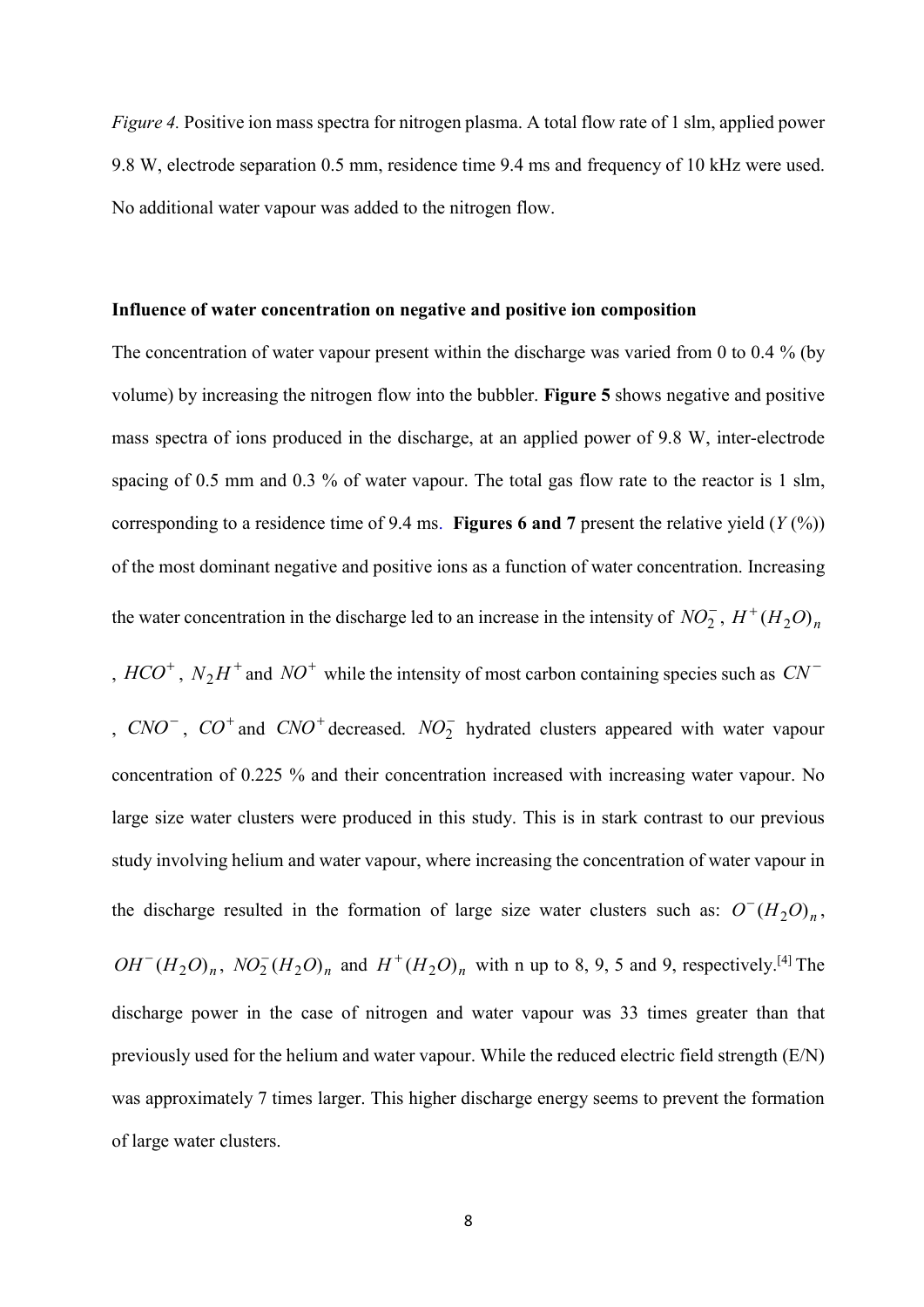*Figure 4.* Positive ion mass spectra for nitrogen plasma. A total flow rate of 1 slm, applied power 9.8 W, electrode separation 0.5 mm, residence time 9.4 ms and frequency of 10 kHz were used. No additional water vapour was added to the nitrogen flow.

**Influence of water concentration on negative and positive ion composition**

The concentration of water vapour present within the discharge was varied from 0 to 0.4 % (by volume) by increasing the nitrogen flow into the bubbler. **Figure 5** shows negative and positive mass spectra of ions produced in the discharge, at an applied power of 9.8 W, inter-electrode spacing of 0.5 mm and 0.3 % of water vapour. The total gas flow rate to the reactor is 1 slm, corresponding to a residence time of 9.4 ms. **Figures 6 and 7** present the relative yield ($Y$ (%)) of the most dominant negative and positive ions as a function of water concentration. Increasing the water concentration in the discharge led to an increase in the intensity of $NO_2^-$, $H^+(H_2O)_n$, $HCO^+$, $N_2H^+$ and $NO^+$ while the intensity of most carbon containing species such as $CN^-$, $CNO^-$, $CO^+$ and $CNO^+$ decreased. $NO_2^-$ hydrated clusters appeared with water vapour concentration of 0.225 % and their concentration increased with increasing water vapour. No large size water clusters were produced in this study. This is in stark contrast to our previous study involving helium and water vapour, where increasing the concentration of water vapour in the discharge resulted in the formation of large size water clusters such as: $O^-(H_2O)_n$, $OH^-(H_2O)_n$, $NO_2^-(H_2O)_n$ and $H^+(H_2O)_n$ with n up to 8, 9, 5 and 9, respectively.[4] The discharge power in the case of nitrogen and water vapour was 33 times greater than that previously used for the helium and water vapour. While the reduced electric field strength (E/N) was approximately 7 times larger. This higher discharge energy seems to prevent the formation of large water clusters.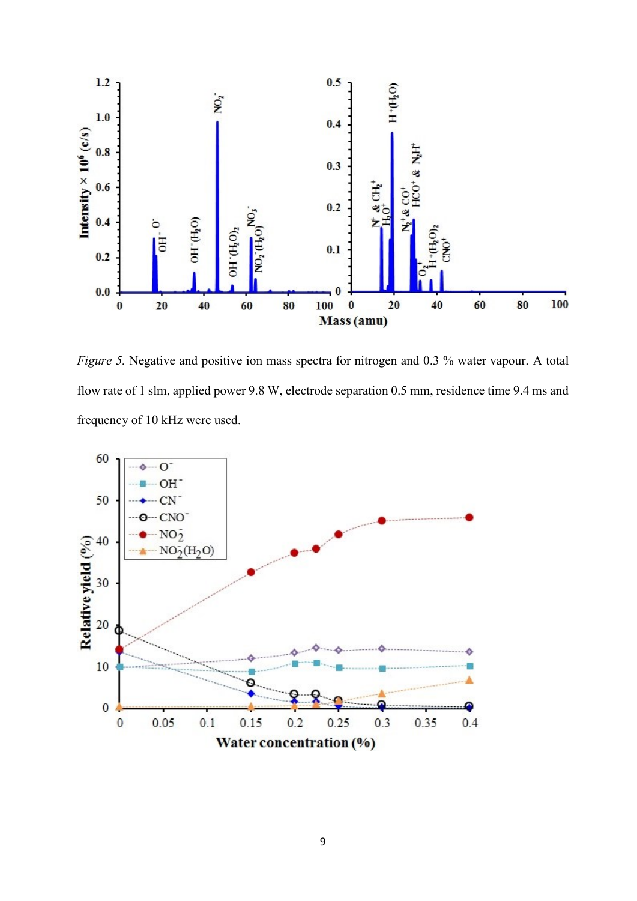*Figure 5.* Negative and positive ion mass spectra for nitrogen and 0.3 % water vapour. A total flow rate of 1 slm, applied power 9.8 W, electrode separation 0.5 mm, residence time 9.4 ms and frequency of 10 kHz were used.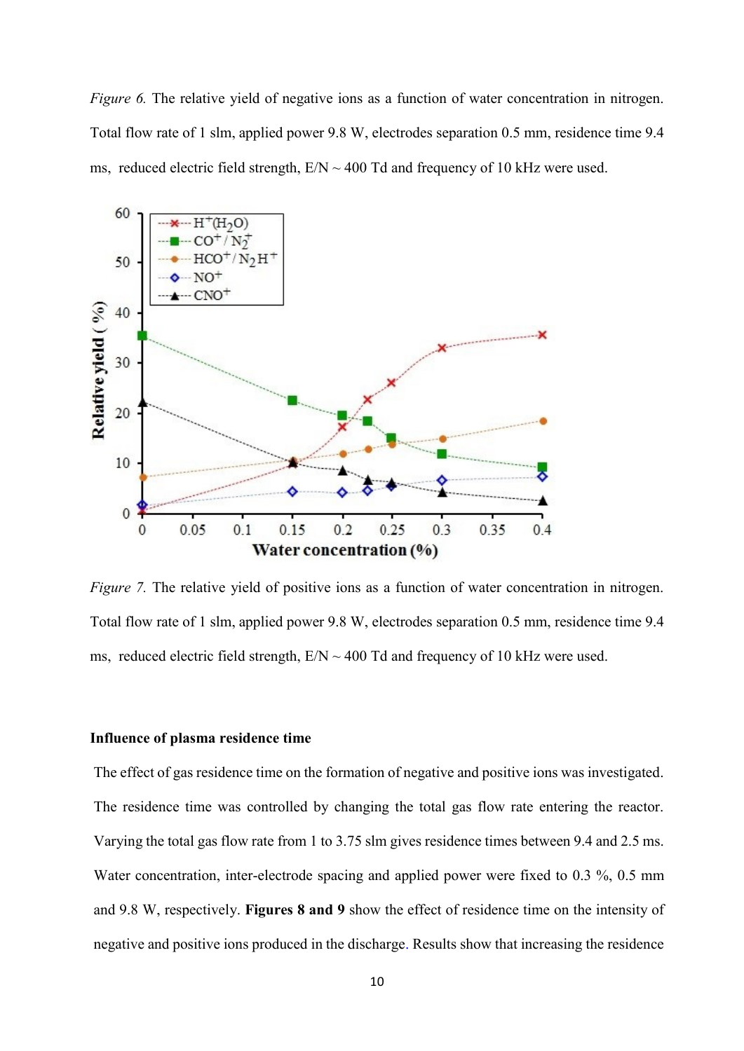*Figure 6.* The relative yield of negative ions as a function of water concentration in nitrogen. Total flow rate of 1 slm, applied power 9.8 W, electrodes separation 0.5 mm, residence time 9.4 ms, reduced electric field strength, E/N ~ 400 Td and frequency of 10 kHz were used.

*Figure 7.* The relative yield of positive ions as a function of water concentration in nitrogen. Total flow rate of 1 slm, applied power 9.8 W, electrodes separation 0.5 mm, residence time 9.4 ms, reduced electric field strength, E/N ~ 400 Td and frequency of 10 kHz were used.

**Influence of plasma residence time**

The effect of gas residence time on the formation of negative and positive ions was investigated. The residence time was controlled by changing the total gas flow rate entering the reactor. Varying the total gas flow rate from 1 to 3.75 slm gives residence times between 9.4 and 2.5 ms. Water concentration, inter-electrode spacing and applied power were fixed to 0.3 %, 0.5 mm and 9.8 W, respectively. **Figures 8 and 9** show the effect of residence time on the intensity of negative and positive ions produced in the discharge. Results show that increasing the residence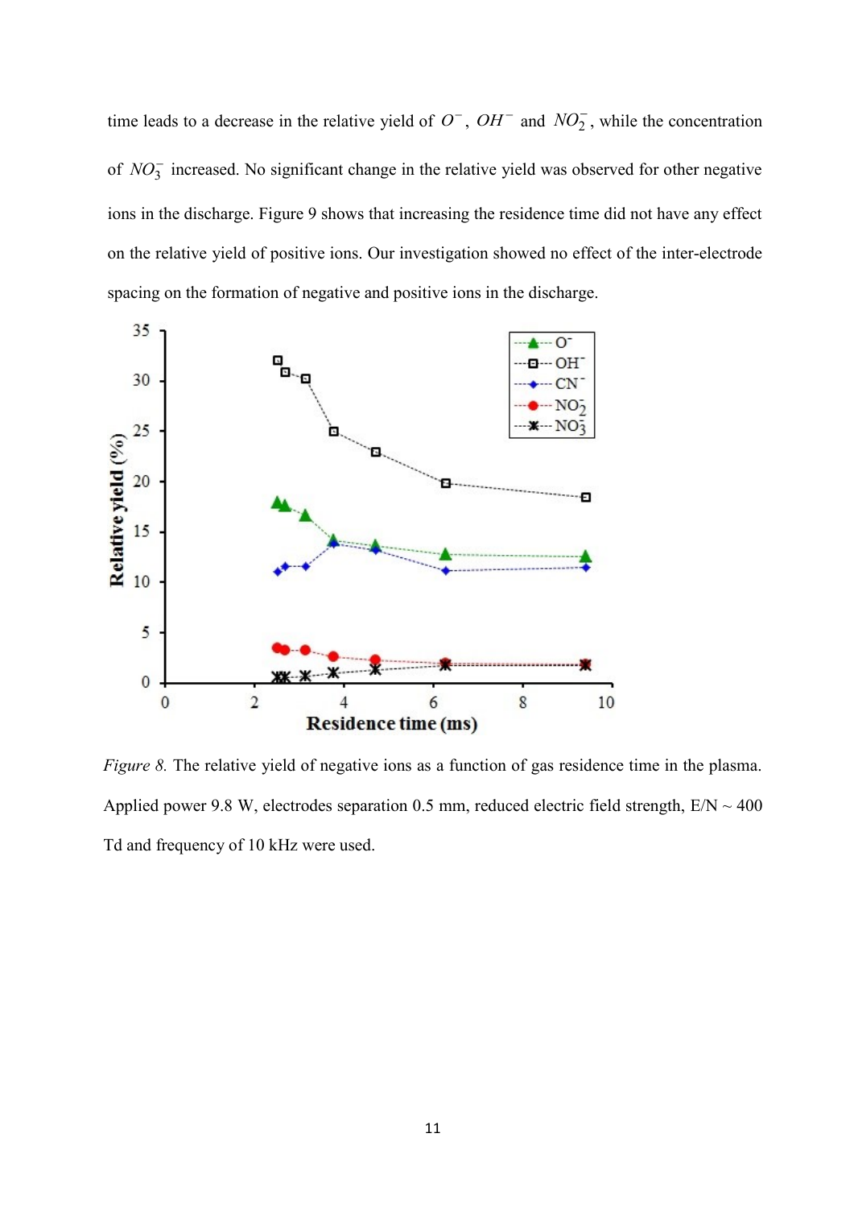time leads to a decrease in the relative yield of $O^-$, $OH^-$ and $NO_2^-$, while the concentration of $NO_3^-$ increased. No significant change in the relative yield was observed for other negative ions in the discharge. Figure 9 shows that increasing the residence time did not have any effect on the relative yield of positive ions. Our investigation showed no effect of the inter-electrode spacing on the formation of negative and positive ions in the discharge.

*Figure 8.* The relative yield of negative ions as a function of gas residence time in the plasma. Applied power 9.8 W, electrodes separation 0.5 mm, reduced electric field strength, E/N ~ 400 Td and frequency of 10 kHz were used.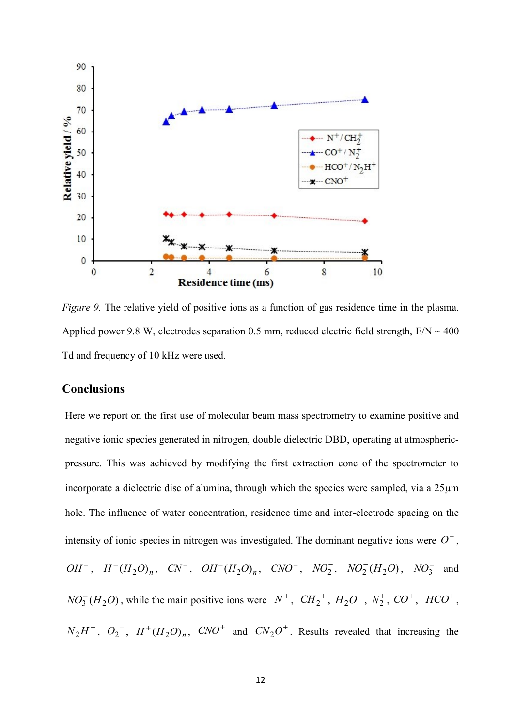*Figure 9.* The relative yield of positive ions as a function of gas residence time in the plasma. Applied power 9.8 W, electrodes separation 0.5 mm, reduced electric field strength, E/N ~ 400 Td and frequency of 10 kHz were used.

## Conclusions

Here we report on the first use of molecular beam mass spectrometry to examine positive and negative ionic species generated in nitrogen, double dielectric DBD, operating at atmospheric-pressure. This was achieved by modifying the first extraction cone of the spectrometer to incorporate a dielectric disc of alumina, through which the species were sampled, via a 25μm hole. The influence of water concentration, residence time and inter-electrode spacing on the intensity of ionic species in nitrogen was investigated. The dominant negative ions were $O^-$, $OH^-$, $H^-(H_2O)_n$, $CN^-$, $OH^-(H_2O)_n$, $CNO^-$, $NO_2^-$, $NO_2^-(H_2O)$, $NO_3^-$ and $NO_3^-(H_2O)$, while the main positive ions were $N^+$, $CH_2^+$, $H_2O^+$, $N_2^+$, $CO^+$, $HCO^+$, $N_2H^+$, $O_2^+$, $H^+(H_2O)_n$, $CNO^+$ and $CN_2O^+$. Results revealed that increasing the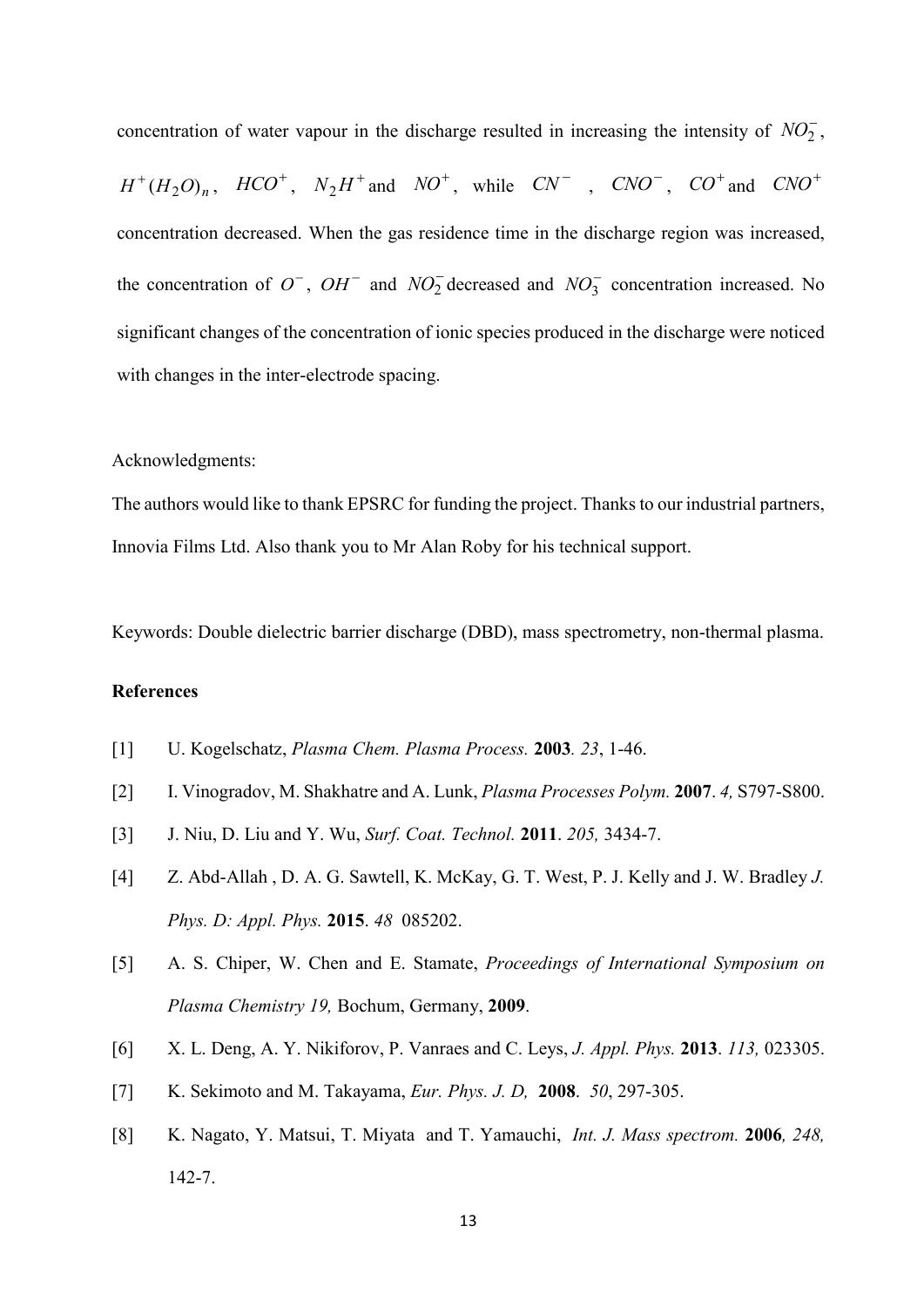concentration of water vapour in the discharge resulted in increasing the intensity of $NO_2^-$, $H^+(H_2O)_n$, $HCO^+$, $N_2H^+$ and $NO^+$, while $CN^-$, $CNO^-$, $CO^+$ and $CNO^+$ concentration decreased. When the gas residence time in the discharge region was increased, the concentration of $O^-$, $OH^-$ and $NO_2^-$ decreased and $NO_3^-$ concentration increased. No significant changes of the concentration of ionic species produced in the discharge were noticed with changes in the inter-electrode spacing.

Acknowledgments:

The authors would like to thank EPSRC for funding the project. Thanks to our industrial partners, Innovia Films Ltd. Also thank you to Mr Alan Roby for his technical support.

Keywords: Double dielectric barrier discharge (DBD), mass spectrometry, non-thermal plasma.

**References**

[1] U. Kogelschatz, *Plasma Chem. Plasma Process.* **2003**. *23*, 1-46.

[2] I. Vinogradov, M. Shakhatre and A. Lunk, *Plasma Processes Polym.* **2007**. *4,* S797-S800.

[3] J. Niu, D. Liu and Y. Wu, *Surf. Coat. Technol.* **2011**. *205,* 3434-7.

[4] Z. Abd-Allah , D. A. G. Sawtell, K. McKay, G. T. West, P. J. Kelly and J. W. Bradley *J. Phys. D: Appl. Phys.* **2015**. *48* 085202.

[5] A. S. Chiper, W. Chen and E. Stamate, *Proceedings of International Symposium on Plasma Chemistry 19,* Bochum, Germany, **2009**.

[6] X. L. Deng, A. Y. Nikiforov, P. Vanraes and C. Leys, *J. Appl. Phys.* **2013**. *113,* 023305.

[7] K. Sekimoto and M. Takayama, *Eur. Phys. J. D,* **2008**. *50*, 297-305.

[8] K. Nagato, Y. Matsui, T. Miyata and T. Yamauchi, *Int. J. Mass spectrom.* **2006***, 248,* 142-7.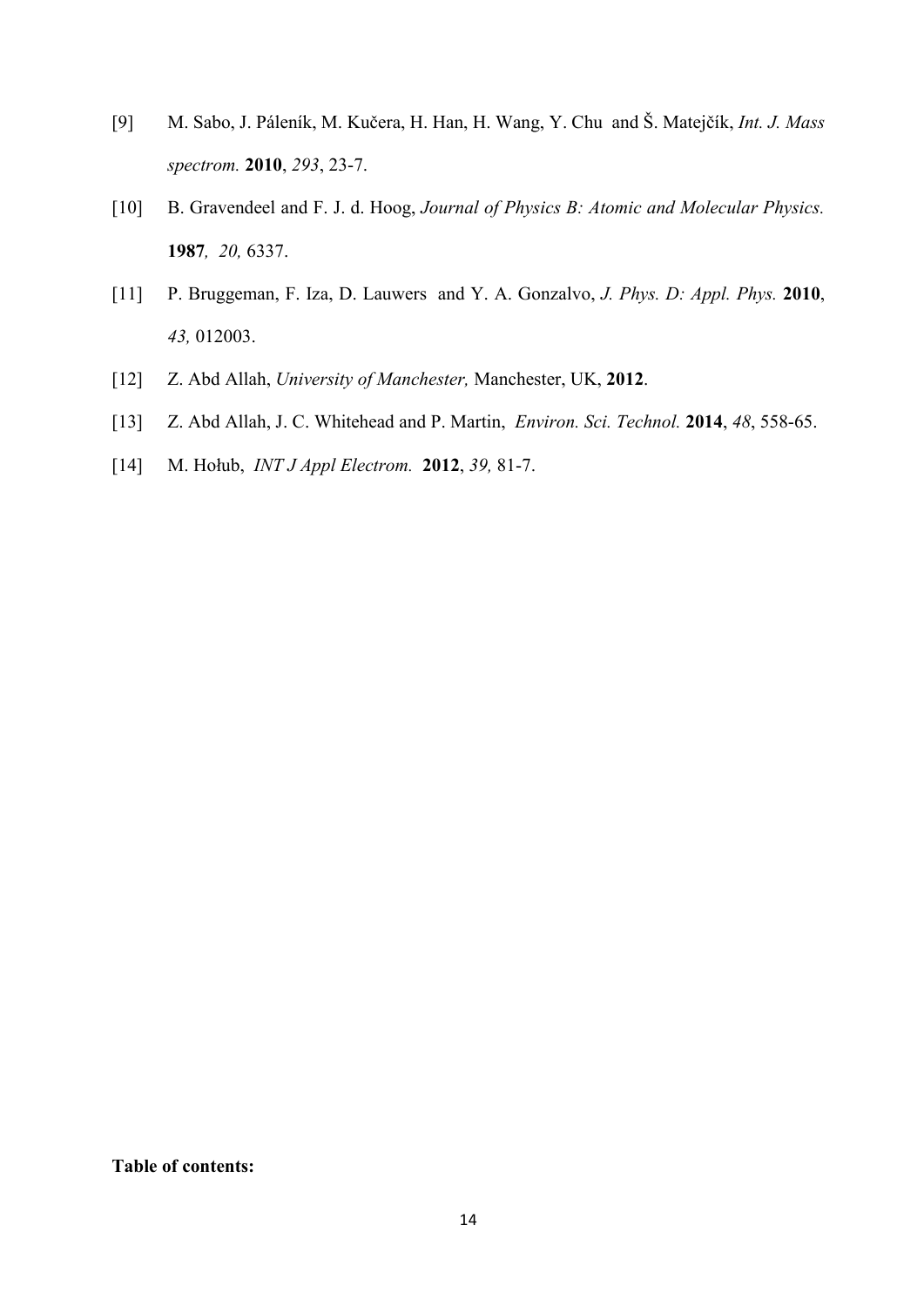[9] M. Sabo, J. Páleník, M. Kučera, H. Han, H. Wang, Y. Chu and Š. Matejčík, *Int. J. Mass spectrom.* **2010**, *293*, 23-7.

[10] B. Gravendeel and F. J. d. Hoog, *Journal of Physics B: Atomic and Molecular Physics.* **1987**, *20,* 6337.

[11] P. Bruggeman, F. Iza, D. Lauwers and Y. A. Gonzalvo, *J. Phys. D: Appl. Phys.* **2010**, *43,* 012003.

[12] Z. Abd Allah, *University of Manchester,* Manchester, UK, **2012**.

[13] Z. Abd Allah, J. C. Whitehead and P. Martin, *Environ. Sci. Technol.* **2014**, *48*, 558-65.

[14] M. Hołub, *INT J Appl Electrom.* **2012**, *39,* 81-7.

**Table of contents:**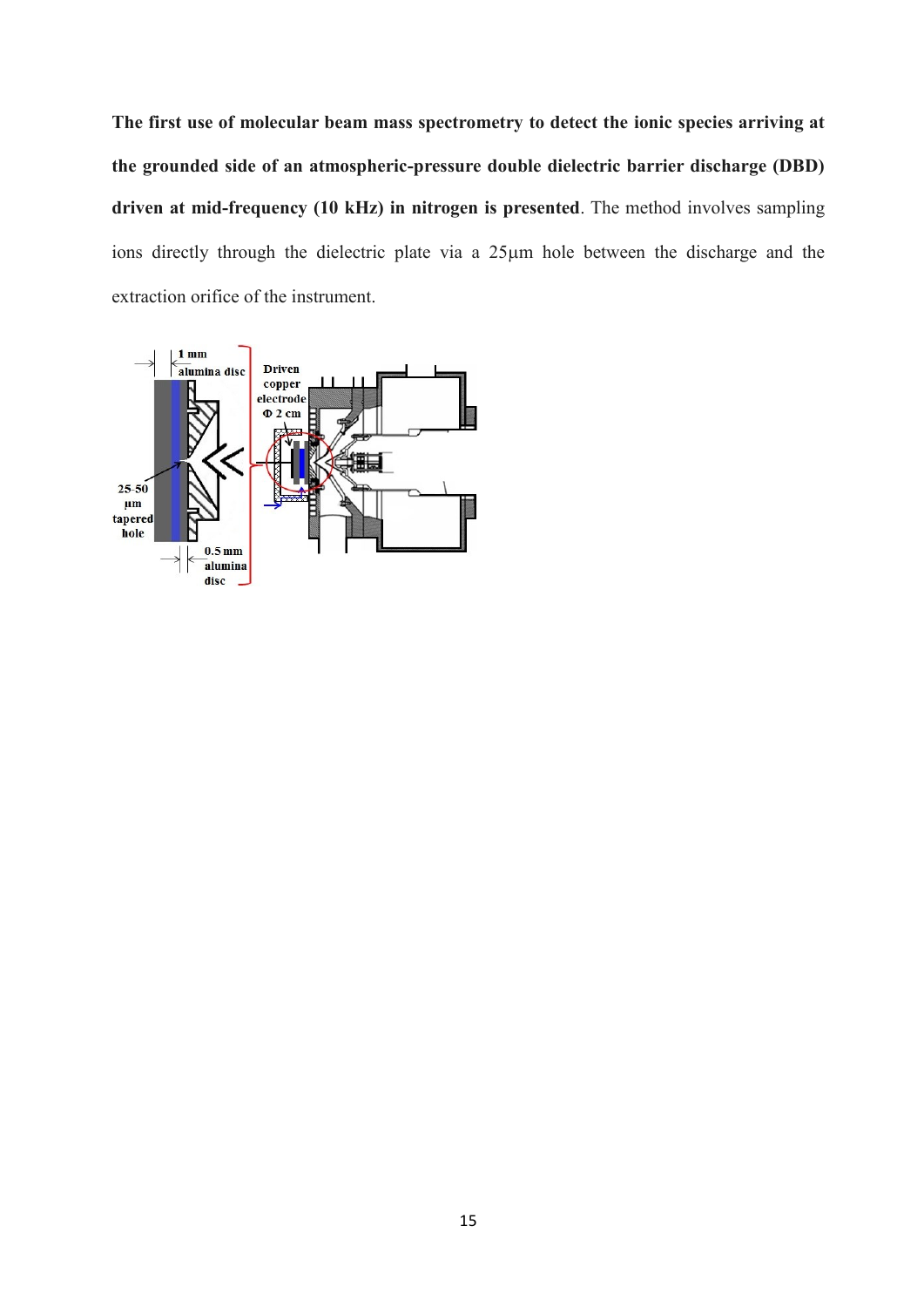**The first use of molecular beam mass spectrometry to detect the ionic species arriving at the grounded side of an atmospheric-pressure double dielectric barrier discharge (DBD) driven at mid-frequency (10 kHz) in nitrogen is presented**. The method involves sampling ions directly through the dielectric plate via a 25μm hole between the discharge and the extraction orifice of the instrument.

1 mm alumina disc

Driven copper electrode Φ 2 cm

25-50 μm tapered hole

0.5 mm alumina disc